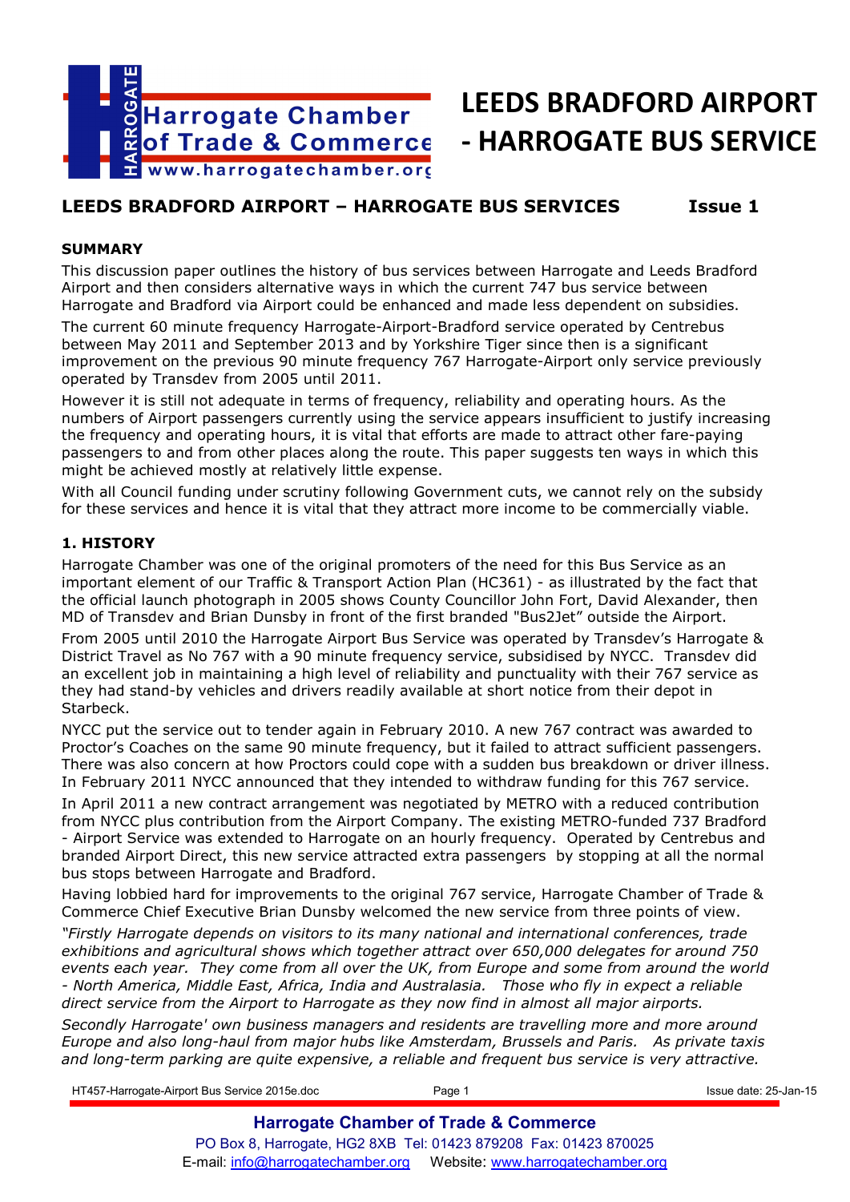# LEEDS BRADFORD AIRPORT - HARROGATE BUS SERVICE

## LEEDS BRADFORD AIRPORT – HARROGATE BUS SERVICES Issue 1

### SUMMARY

This discussion paper outlines the history of bus services between Harrogate and Leeds Bradford Airport and then considers alternative ways in which the current 747 bus service between Harrogate and Bradford via Airport could be enhanced and made less dependent on subsidies.

The current 60 minute frequency Harrogate-Airport-Bradford service operated by Centrebus between May 2011 and September 2013 and by Yorkshire Tiger since then is a significant improvement on the previous 90 minute frequency 767 Harrogate-Airport only service previously operated by Transdev from 2005 until 2011.

However it is still not adequate in terms of frequency, reliability and operating hours. As the numbers of Airport passengers currently using the service appears insufficient to justify increasing the frequency and operating hours, it is vital that efforts are made to attract other fare-paying passengers to and from other places along the route. This paper suggests ten ways in which this might be achieved mostly at relatively little expense.

With all Council funding under scrutiny following Government cuts, we cannot rely on the subsidy for these services and hence it is vital that they attract more income to be commercially viable.

### 1. HISTORY

Harrogate Chamber was one of the original promoters of the need for this Bus Service as an important element of our Traffic & Transport Action Plan (HC361) - as illustrated by the fact that the official launch photograph in 2005 shows County Councillor John Fort, David Alexander, then MD of Transdev and Brian Dunsby in front of the first branded "Bus2Jet" outside the Airport.

From 2005 until 2010 the Harrogate Airport Bus Service was operated by Transdev's Harrogate & District Travel as No 767 with a 90 minute frequency service, subsidised by NYCC. Transdev did an excellent job in maintaining a high level of reliability and punctuality with their 767 service as they had stand-by vehicles and drivers readily available at short notice from their depot in Starbeck.

NYCC put the service out to tender again in February 2010. A new 767 contract was awarded to Proctor's Coaches on the same 90 minute frequency, but it failed to attract sufficient passengers. There was also concern at how Proctors could cope with a sudden bus breakdown or driver illness. In February 2011 NYCC announced that they intended to withdraw funding for this 767 service.

In April 2011 a new contract arrangement was negotiated by METRO with a reduced contribution from NYCC plus contribution from the Airport Company. The existing METRO-funded 737 Bradford - Airport Service was extended to Harrogate on an hourly frequency. Operated by Centrebus and branded Airport Direct, this new service attracted extra passengers by stopping at all the normal bus stops between Harrogate and Bradford.

Having lobbied hard for improvements to the original 767 service, Harrogate Chamber of Trade & Commerce Chief Executive Brian Dunsby welcomed the new service from three points of view.

*"Firstly Harrogate depends on visitors to its many national and international conferences, trade exhibitions and agricultural shows which together attract over 650,000 delegates for around 750 events each year. They come from all over the UK, from Europe and some from around the world - North America, Middle East, Africa, India and Australasia. Those who fly in expect a reliable direct service from the Airport to Harrogate as they now find in almost all major airports.*

*Secondly Harrogate' own business managers and residents are travelling more and more around Europe and also long-haul from major hubs like Amsterdam, Brussels and Paris. As private taxis and long-term parking are quite expensive, a reliable and frequent bus service is very attractive.*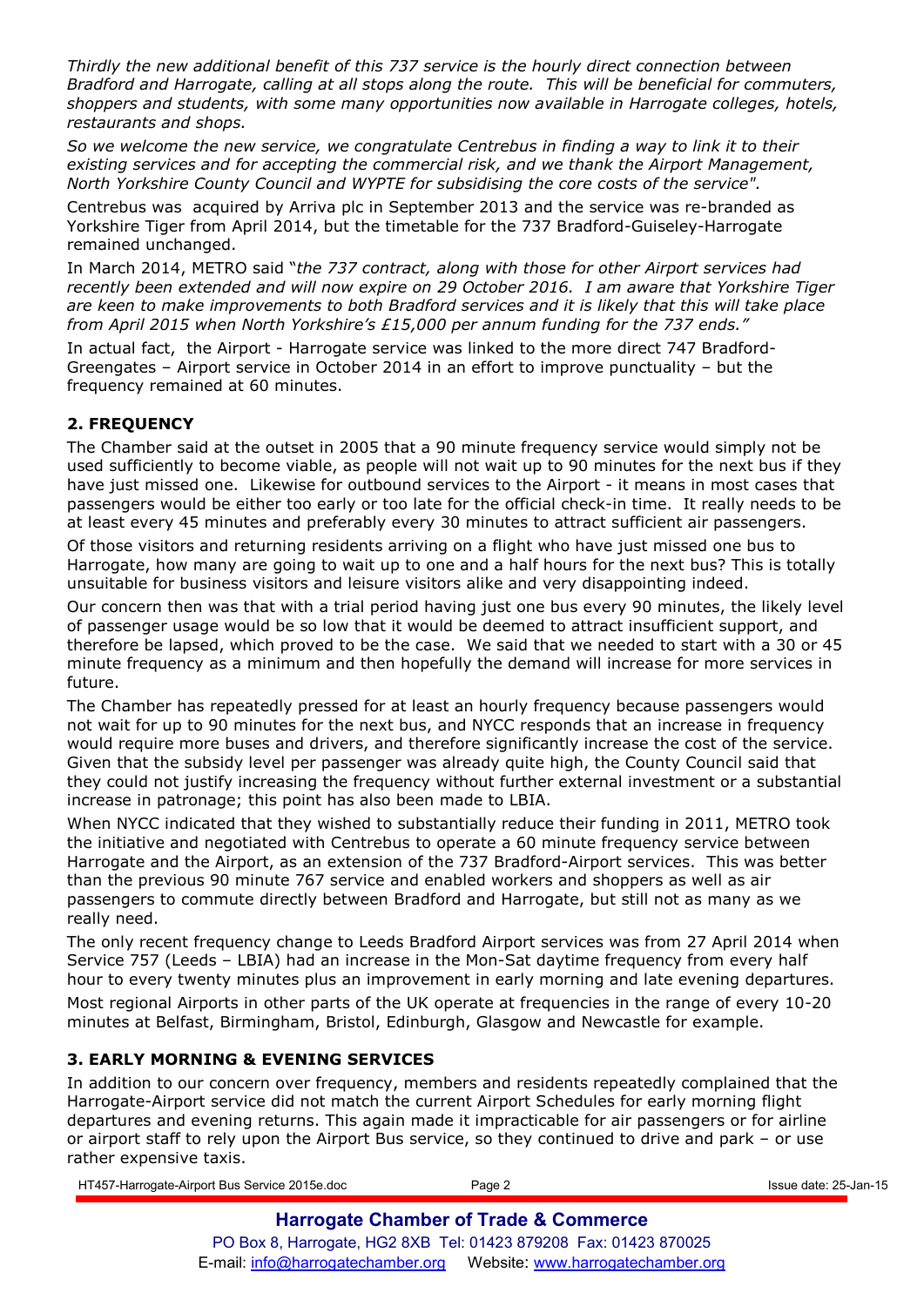*Thirdly the new additional benefit of this 737 service is the hourly direct connection between Bradford and Harrogate, calling at all stops along the route. This will be beneficial for commuters, shoppers and students, with some many opportunities now available in Harrogate colleges, hotels, restaurants and shops.*

*So we welcome the new service, we congratulate Centrebus in finding a way to link it to their existing services and for accepting the commercial risk, and we thank the Airport Management, North Yorkshire County Council and WYPTE for subsidising the core costs of the service".*

Centrebus was acquired by Arriva plc in September 2013 and the service was re-branded as Yorkshire Tiger from April 2014, but the timetable for the 737 Bradford-Guiseley-Harrogate remained unchanged.

In March 2014, METRO said "*the 737 contract, along with those for other Airport services had recently been extended and will now expire on 29 October 2016. I am aware that Yorkshire Tiger are keen to make improvements to both Bradford services and it is likely that this will take place from April 2015 when North Yorkshire's £15,000 per annum funding for the 737 ends."*

In actual fact, the Airport - Harrogate service was linked to the more direct 747 Bradford-Greengates – Airport service in October 2014 in an effort to improve punctuality – but the frequency remained at 60 minutes.

## 2. FREQUENCY

The Chamber said at the outset in 2005 that a 90 minute frequency service would simply not be used sufficiently to become viable, as people will not wait up to 90 minutes for the next bus if they have just missed one. Likewise for outbound services to the Airport - it means in most cases that passengers would be either too early or too late for the official check-in time. It really needs to be at least every 45 minutes and preferably every 30 minutes to attract sufficient air passengers.

Of those visitors and returning residents arriving on a flight who have just missed one bus to Harrogate, how many are going to wait up to one and a half hours for the next bus? This is totally unsuitable for business visitors and leisure visitors alike and very disappointing indeed.

Our concern then was that with a trial period having just one bus every 90 minutes, the likely level of passenger usage would be so low that it would be deemed to attract insufficient support, and therefore be lapsed, which proved to be the case. We said that we needed to start with a 30 or 45 minute frequency as a minimum and then hopefully the demand will increase for more services in future.

The Chamber has repeatedly pressed for at least an hourly frequency because passengers would not wait for up to 90 minutes for the next bus, and NYCC responds that an increase in frequency would require more buses and drivers, and therefore significantly increase the cost of the service. Given that the subsidy level per passenger was already quite high, the County Council said that they could not justify increasing the frequency without further external investment or a substantial increase in patronage; this point has also been made to LBIA.

When NYCC indicated that they wished to substantially reduce their funding in 2011, METRO took the initiative and negotiated with Centrebus to operate a 60 minute frequency service between Harrogate and the Airport, as an extension of the 737 Bradford-Airport services. This was better than the previous 90 minute 767 service and enabled workers and shoppers as well as air passengers to commute directly between Bradford and Harrogate, but still not as many as we really need.

The only recent frequency change to Leeds Bradford Airport services was from 27 April 2014 when Service 757 (Leeds – LBIA) had an increase in the Mon-Sat daytime frequency from every half hour to every twenty minutes plus an improvement in early morning and late evening departures.

Most regional Airports in other parts of the UK operate at frequencies in the range of every 10-20 minutes at Belfast, Birmingham, Bristol, Edinburgh, Glasgow and Newcastle for example.

## 3. EARLY MORNING & EVENING SERVICES

In addition to our concern over frequency, members and residents repeatedly complained that the Harrogate-Airport service did not match the current Airport Schedules for early morning flight departures and evening returns. This again made it impracticable for air passengers or for airline or airport staff to rely upon the Airport Bus service, so they continued to drive and park – or use rather expensive taxis.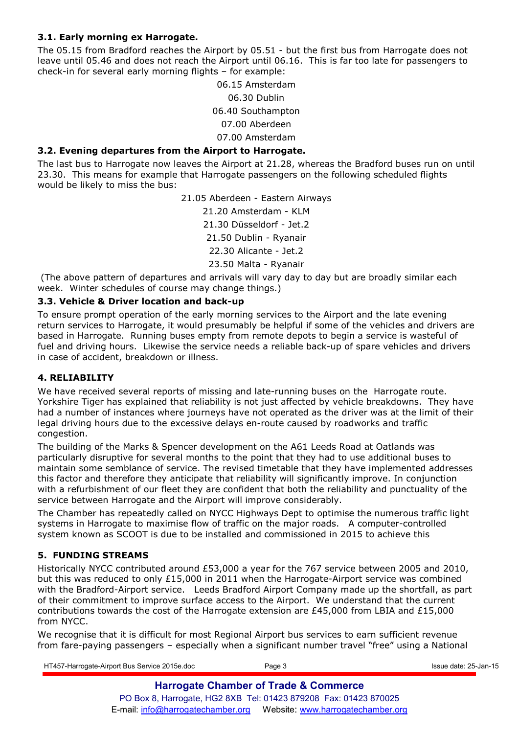### 3.1. Early morning ex Harrogate.

The 05.15 from Bradford reaches the Airport by 05.51 - but the first bus from Harrogate does not leave until 05.46 and does not reach the Airport until 06.16. This is far too late for passengers to check-in for several early morning flights – for example:

06.15 Amsterdam
06.30 Dublin
06.40 Southampton
07.00 Aberdeen
07.00 Amsterdam

### 3.2. Evening departures from the Airport to Harrogate.

The last bus to Harrogate now leaves the Airport at 21.28, whereas the Bradford buses run on until 23.30. This means for example that Harrogate passengers on the following scheduled flights would be likely to miss the bus:

21.05 Aberdeen - Eastern Airways
21.20 Amsterdam - KLM
21.30 Düsseldorf - Jet.2
21.50 Dublin - Ryanair
22.30 Alicante - Jet.2
23.50 Malta - Ryanair

(The above pattern of departures and arrivals will vary day to day but are broadly similar each week. Winter schedules of course may change things.)

### 3.3. Vehicle & Driver location and back-up

To ensure prompt operation of the early morning services to the Airport and the late evening return services to Harrogate, it would presumably be helpful if some of the vehicles and drivers are based in Harrogate. Running buses empty from remote depots to begin a service is wasteful of fuel and driving hours. Likewise the service needs a reliable back-up of spare vehicles and drivers in case of accident, breakdown or illness.

## 4. RELIABILITY

We have received several reports of missing and late-running buses on the Harrogate route. Yorkshire Tiger has explained that reliability is not just affected by vehicle breakdowns. They have had a number of instances where journeys have not operated as the driver was at the limit of their legal driving hours due to the excessive delays en-route caused by roadworks and traffic congestion.

The building of the Marks & Spencer development on the A61 Leeds Road at Oatlands was particularly disruptive for several months to the point that they had to use additional buses to maintain some semblance of service. The revised timetable that they have implemented addresses this factor and therefore they anticipate that reliability will significantly improve. In conjunction with a refurbishment of our fleet they are confident that both the reliability and punctuality of the service between Harrogate and the Airport will improve considerably.

The Chamber has repeatedly called on NYCC Highways Dept to optimise the numerous traffic light systems in Harrogate to maximise flow of traffic on the major roads. A computer-controlled system known as SCOOT is due to be installed and commissioned in 2015 to achieve this

## 5. FUNDING STREAMS

Historically NYCC contributed around £53,000 a year for the 767 service between 2005 and 2010, but this was reduced to only £15,000 in 2011 when the Harrogate-Airport service was combined with the Bradford-Airport service. Leeds Bradford Airport Company made up the shortfall, as part of their commitment to improve surface access to the Airport. We understand that the current contributions towards the cost of the Harrogate extension are £45,000 from LBIA and £15,000 from NYCC.

We recognise that it is difficult for most Regional Airport bus services to earn sufficient revenue from fare-paying passengers – especially when a significant number travel "free" using a National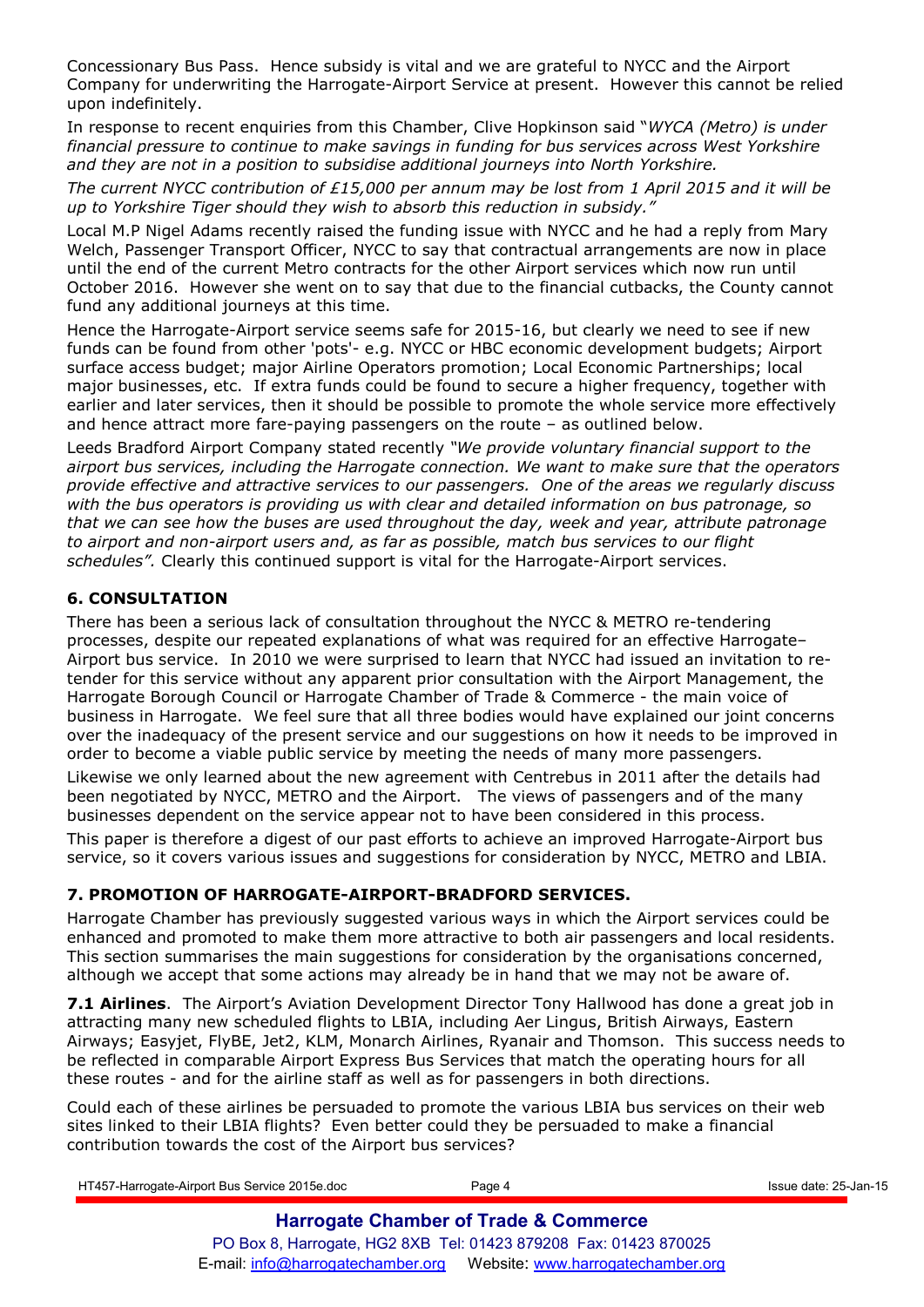Concessionary Bus Pass. Hence subsidy is vital and we are grateful to NYCC and the Airport Company for underwriting the Harrogate-Airport Service at present. However this cannot be relied upon indefinitely.

In response to recent enquiries from this Chamber, Clive Hopkinson said "*WYCA (Metro) is under financial pressure to continue to make savings in funding for bus services across West Yorkshire and they are not in a position to subsidise additional journeys into North Yorkshire.*

*The current NYCC contribution of £15,000 per annum may be lost from 1 April 2015 and it will be up to Yorkshire Tiger should they wish to absorb this reduction in subsidy."*

Local M.P Nigel Adams recently raised the funding issue with NYCC and he had a reply from Mary Welch, Passenger Transport Officer, NYCC to say that contractual arrangements are now in place until the end of the current Metro contracts for the other Airport services which now run until October 2016. However she went on to say that due to the financial cutbacks, the County cannot fund any additional journeys at this time.

Hence the Harrogate-Airport service seems safe for 2015-16, but clearly we need to see if new funds can be found from other 'pots'- e.g. NYCC or HBC economic development budgets; Airport surface access budget; major Airline Operators promotion; Local Economic Partnerships; local major businesses, etc. If extra funds could be found to secure a higher frequency, together with earlier and later services, then it should be possible to promote the whole service more effectively and hence attract more fare-paying passengers on the route – as outlined below.

Leeds Bradford Airport Company stated recently *"We provide voluntary financial support to the airport bus services, including the Harrogate connection. We want to make sure that the operators provide effective and attractive services to our passengers. One of the areas we regularly discuss with the bus operators is providing us with clear and detailed information on bus patronage, so that we can see how the buses are used throughout the day, week and year, attribute patronage to airport and non-airport users and, as far as possible, match bus services to our flight schedules".* Clearly this continued support is vital for the Harrogate-Airport services.

## 6. CONSULTATION

There has been a serious lack of consultation throughout the NYCC & METRO re-tendering processes, despite our repeated explanations of what was required for an effective Harrogate–Airport bus service. In 2010 we were surprised to learn that NYCC had issued an invitation to re-tender for this service without any apparent prior consultation with the Airport Management, the Harrogate Borough Council or Harrogate Chamber of Trade & Commerce - the main voice of business in Harrogate. We feel sure that all three bodies would have explained our joint concerns over the inadequacy of the present service and our suggestions on how it needs to be improved in order to become a viable public service by meeting the needs of many more passengers.

Likewise we only learned about the new agreement with Centrebus in 2011 after the details had been negotiated by NYCC, METRO and the Airport. The views of passengers and of the many businesses dependent on the service appear not to have been considered in this process.

This paper is therefore a digest of our past efforts to achieve an improved Harrogate-Airport bus service, so it covers various issues and suggestions for consideration by NYCC, METRO and LBIA.

## 7. PROMOTION OF HARROGATE-AIRPORT-BRADFORD SERVICES.

Harrogate Chamber has previously suggested various ways in which the Airport services could be enhanced and promoted to make them more attractive to both air passengers and local residents. This section summarises the main suggestions for consideration by the organisations concerned, although we accept that some actions may already be in hand that we may not be aware of.

**7.1 Airlines**. The Airport's Aviation Development Director Tony Hallwood has done a great job in attracting many new scheduled flights to LBIA, including Aer Lingus, British Airways, Eastern Airways; Easyjet, FlyBE, Jet2, KLM, Monarch Airlines, Ryanair and Thomson. This success needs to be reflected in comparable Airport Express Bus Services that match the operating hours for all these routes - and for the airline staff as well as for passengers in both directions.

Could each of these airlines be persuaded to promote the various LBIA bus services on their web sites linked to their LBIA flights? Even better could they be persuaded to make a financial contribution towards the cost of the Airport bus services?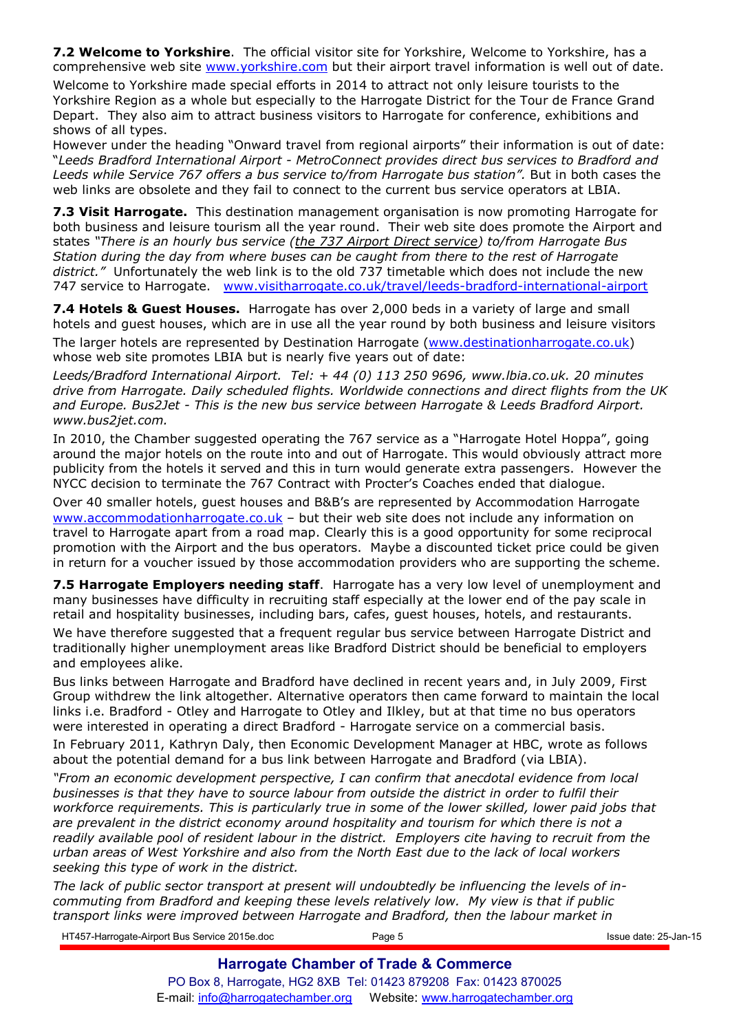**7.2 Welcome to Yorkshire**. The official visitor site for Yorkshire, Welcome to Yorkshire, has a comprehensive web site www.yorkshire.com but their airport travel information is well out of date.

Welcome to Yorkshire made special efforts in 2014 to attract not only leisure tourists to the Yorkshire Region as a whole but especially to the Harrogate District for the Tour de France Grand Depart. They also aim to attract business visitors to Harrogate for conference, exhibitions and shows of all types.

However under the heading "Onward travel from regional airports" their information is out of date: "*Leeds Bradford International Airport - MetroConnect provides direct bus services to Bradford and Leeds while Service 767 offers a bus service to/from Harrogate bus station".* But in both cases the web links are obsolete and they fail to connect to the current bus service operators at LBIA.

**7.3 Visit Harrogate.** This destination management organisation is now promoting Harrogate for both business and leisure tourism all the year round. Their web site does promote the Airport and states *"There is an hourly bus service (the 737 Airport Direct service) to/from Harrogate Bus Station during the day from where buses can be caught from there to the rest of Harrogate district."* Unfortunately the web link is to the old 737 timetable which does not include the new 747 service to Harrogate. www.visitharrogate.co.uk/travel/leeds-bradford-international-airport

**7.4 Hotels & Guest Houses.** Harrogate has over 2,000 beds in a variety of large and small hotels and guest houses, which are in use all the year round by both business and leisure visitors

The larger hotels are represented by Destination Harrogate (www.destinationharrogate.co.uk) whose web site promotes LBIA but is nearly five years out of date:

*Leeds/Bradford International Airport. Tel: + 44 (0) 113 250 9696, www.lbia.co.uk. 20 minutes drive from Harrogate. Daily scheduled flights. Worldwide connections and direct flights from the UK and Europe. Bus2Jet - This is the new bus service between Harrogate & Leeds Bradford Airport. www.bus2jet.com.*

In 2010, the Chamber suggested operating the 767 service as a "Harrogate Hotel Hoppa", going around the major hotels on the route into and out of Harrogate. This would obviously attract more publicity from the hotels it served and this in turn would generate extra passengers. However the NYCC decision to terminate the 767 Contract with Procter's Coaches ended that dialogue.

Over 40 smaller hotels, guest houses and B&B's are represented by Accommodation Harrogate www.accommodationharrogate.co.uk – but their web site does not include any information on travel to Harrogate apart from a road map. Clearly this is a good opportunity for some reciprocal promotion with the Airport and the bus operators. Maybe a discounted ticket price could be given in return for a voucher issued by those accommodation providers who are supporting the scheme.

**7.5 Harrogate Employers needing staff**. Harrogate has a very low level of unemployment and many businesses have difficulty in recruiting staff especially at the lower end of the pay scale in retail and hospitality businesses, including bars, cafes, guest houses, hotels, and restaurants.

We have therefore suggested that a frequent regular bus service between Harrogate District and traditionally higher unemployment areas like Bradford District should be beneficial to employers and employees alike.

Bus links between Harrogate and Bradford have declined in recent years and, in July 2009, First Group withdrew the link altogether. Alternative operators then came forward to maintain the local links i.e. Bradford - Otley and Harrogate to Otley and Ilkley, but at that time no bus operators were interested in operating a direct Bradford - Harrogate service on a commercial basis.

In February 2011, Kathryn Daly, then Economic Development Manager at HBC, wrote as follows about the potential demand for a bus link between Harrogate and Bradford (via LBIA).

*"From an economic development perspective, I can confirm that anecdotal evidence from local businesses is that they have to source labour from outside the district in order to fulfil their workforce requirements. This is particularly true in some of the lower skilled, lower paid jobs that are prevalent in the district economy around hospitality and tourism for which there is not a readily available pool of resident labour in the district. Employers cite having to recruit from the urban areas of West Yorkshire and also from the North East due to the lack of local workers seeking this type of work in the district.*

*The lack of public sector transport at present will undoubtedly be influencing the levels of in-commuting from Bradford and keeping these levels relatively low. My view is that if public transport links were improved between Harrogate and Bradford, then the labour market in*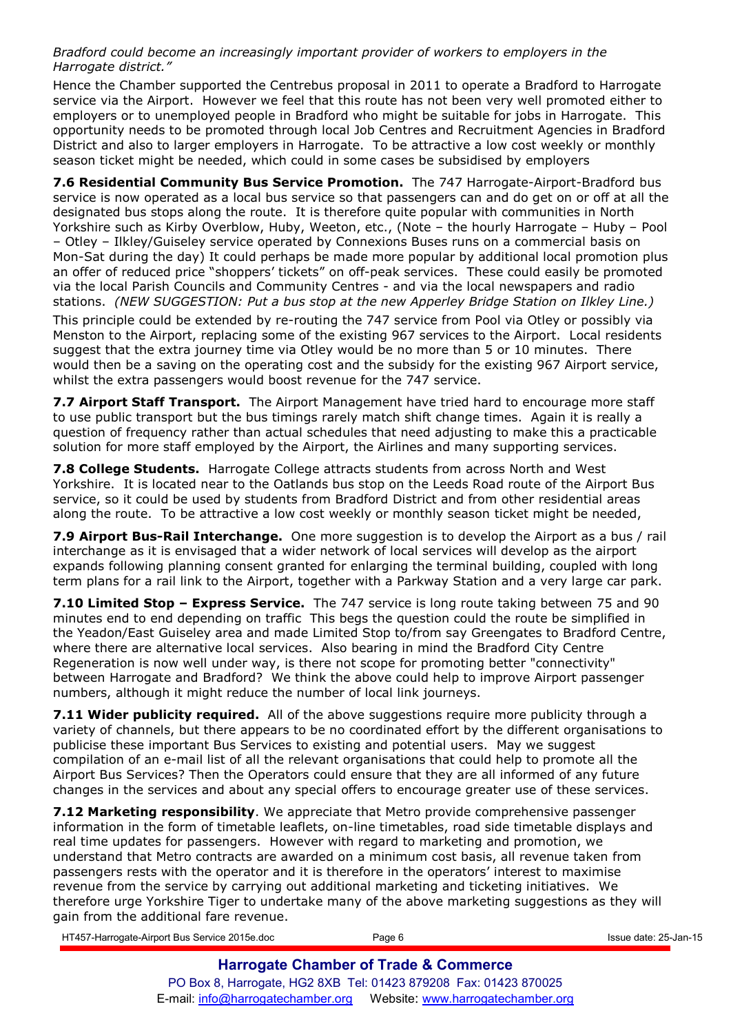*Bradford could become an increasingly important provider of workers to employers in the Harrogate district."*

Hence the Chamber supported the Centrebus proposal in 2011 to operate a Bradford to Harrogate service via the Airport. However we feel that this route has not been very well promoted either to employers or to unemployed people in Bradford who might be suitable for jobs in Harrogate. This opportunity needs to be promoted through local Job Centres and Recruitment Agencies in Bradford District and also to larger employers in Harrogate. To be attractive a low cost weekly or monthly season ticket might be needed, which could in some cases be subsidised by employers

**7.6 Residential Community Bus Service Promotion.** The 747 Harrogate-Airport-Bradford bus service is now operated as a local bus service so that passengers can and do get on or off at all the designated bus stops along the route. It is therefore quite popular with communities in North Yorkshire such as Kirby Overblow, Huby, Weeton, etc., (Note – the hourly Harrogate – Huby – Pool – Otley – Ilkley/Guiseley service operated by Connexions Buses runs on a commercial basis on Mon-Sat during the day) It could perhaps be made more popular by additional local promotion plus an offer of reduced price "shoppers' tickets" on off-peak services. These could easily be promoted via the local Parish Councils and Community Centres - and via the local newspapers and radio stations. *(NEW SUGGESTION: Put a bus stop at the new Apperley Bridge Station on Ilkley Line.)*

This principle could be extended by re-routing the 747 service from Pool via Otley or possibly via Menston to the Airport, replacing some of the existing 967 services to the Airport. Local residents suggest that the extra journey time via Otley would be no more than 5 or 10 minutes. There would then be a saving on the operating cost and the subsidy for the existing 967 Airport service, whilst the extra passengers would boost revenue for the 747 service.

**7.7 Airport Staff Transport.** The Airport Management have tried hard to encourage more staff to use public transport but the bus timings rarely match shift change times. Again it is really a question of frequency rather than actual schedules that need adjusting to make this a practicable solution for more staff employed by the Airport, the Airlines and many supporting services.

**7.8 College Students.** Harrogate College attracts students from across North and West Yorkshire. It is located near to the Oatlands bus stop on the Leeds Road route of the Airport Bus service, so it could be used by students from Bradford District and from other residential areas along the route. To be attractive a low cost weekly or monthly season ticket might be needed,

**7.9 Airport Bus-Rail Interchange.** One more suggestion is to develop the Airport as a bus / rail interchange as it is envisaged that a wider network of local services will develop as the airport expands following planning consent granted for enlarging the terminal building, coupled with long term plans for a rail link to the Airport, together with a Parkway Station and a very large car park.

**7.10 Limited Stop – Express Service.** The 747 service is long route taking between 75 and 90 minutes end to end depending on traffic This begs the question could the route be simplified in the Yeadon/East Guiseley area and made Limited Stop to/from say Greengates to Bradford Centre, where there are alternative local services. Also bearing in mind the Bradford City Centre Regeneration is now well under way, is there not scope for promoting better "connectivity" between Harrogate and Bradford? We think the above could help to improve Airport passenger numbers, although it might reduce the number of local link journeys.

**7.11 Wider publicity required.** All of the above suggestions require more publicity through a variety of channels, but there appears to be no coordinated effort by the different organisations to publicise these important Bus Services to existing and potential users. May we suggest compilation of an e-mail list of all the relevant organisations that could help to promote all the Airport Bus Services? Then the Operators could ensure that they are all informed of any future changes in the services and about any special offers to encourage greater use of these services.

**7.12 Marketing responsibility**. We appreciate that Metro provide comprehensive passenger information in the form of timetable leaflets, on-line timetables, road side timetable displays and real time updates for passengers. However with regard to marketing and promotion, we understand that Metro contracts are awarded on a minimum cost basis, all revenue taken from passengers rests with the operator and it is therefore in the operators' interest to maximise revenue from the service by carrying out additional marketing and ticketing initiatives. We therefore urge Yorkshire Tiger to undertake many of the above marketing suggestions as they will gain from the additional fare revenue.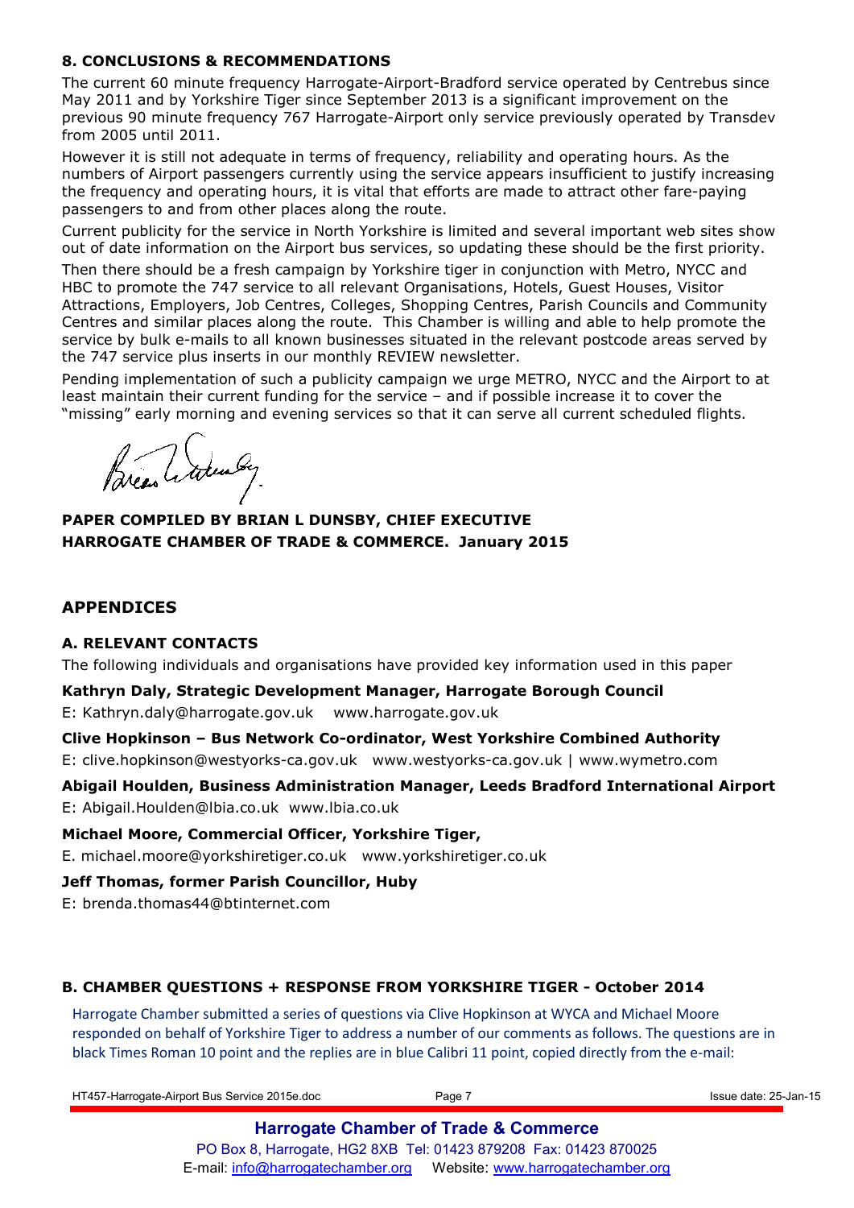## 8. CONCLUSIONS & RECOMMENDATIONS

The current 60 minute frequency Harrogate-Airport-Bradford service operated by Centrebus since May 2011 and by Yorkshire Tiger since September 2013 is a significant improvement on the previous 90 minute frequency 767 Harrogate-Airport only service previously operated by Transdev from 2005 until 2011.

However it is still not adequate in terms of frequency, reliability and operating hours. As the numbers of Airport passengers currently using the service appears insufficient to justify increasing the frequency and operating hours, it is vital that efforts are made to attract other fare-paying passengers to and from other places along the route.

Current publicity for the service in North Yorkshire is limited and several important web sites show out of date information on the Airport bus services, so updating these should be the first priority.

Then there should be a fresh campaign by Yorkshire tiger in conjunction with Metro, NYCC and HBC to promote the 747 service to all relevant Organisations, Hotels, Guest Houses, Visitor Attractions, Employers, Job Centres, Colleges, Shopping Centres, Parish Councils and Community Centres and similar places along the route. This Chamber is willing and able to help promote the service by bulk e-mails to all known businesses situated in the relevant postcode areas served by the 747 service plus inserts in our monthly REVIEW newsletter.

Pending implementation of such a publicity campaign we urge METRO, NYCC and the Airport to at least maintain their current funding for the service – and if possible increase it to cover the "missing" early morning and evening services so that it can serve all current scheduled flights.

**PAPER COMPILED BY BRIAN L DUNSBY, CHIEF EXECUTIVE**
**HARROGATE CHAMBER OF TRADE & COMMERCE. January 2015**

## APPENDICES

### A. RELEVANT CONTACTS

The following individuals and organisations have provided key information used in this paper

**Kathryn Daly, Strategic Development Manager, Harrogate Borough Council**
E: Kathryn.daly@harrogate.gov.uk www.harrogate.gov.uk

**Clive Hopkinson – Bus Network Co-ordinator, West Yorkshire Combined Authority**
E: clive.hopkinson@westyorks-ca.gov.uk www.westyorks-ca.gov.uk | www.wymetro.com

**Abigail Houlden, Business Administration Manager, Leeds Bradford International Airport**
E: Abigail.Houlden@lbia.co.uk www.lbia.co.uk

**Michael Moore, Commercial Officer, Yorkshire Tiger,**
E. michael.moore@yorkshiretiger.co.uk www.yorkshiretiger.co.uk

**Jeff Thomas, former Parish Councillor, Huby**
E: brenda.thomas44@btinternet.com

### B. CHAMBER QUESTIONS + RESPONSE FROM YORKSHIRE TIGER - October 2014

Harrogate Chamber submitted a series of questions via Clive Hopkinson at WYCA and Michael Moore responded on behalf of Yorkshire Tiger to address a number of our comments as follows. The questions are in black Times Roman 10 point and the replies are in blue Calibri 11 point, copied directly from the e-mail: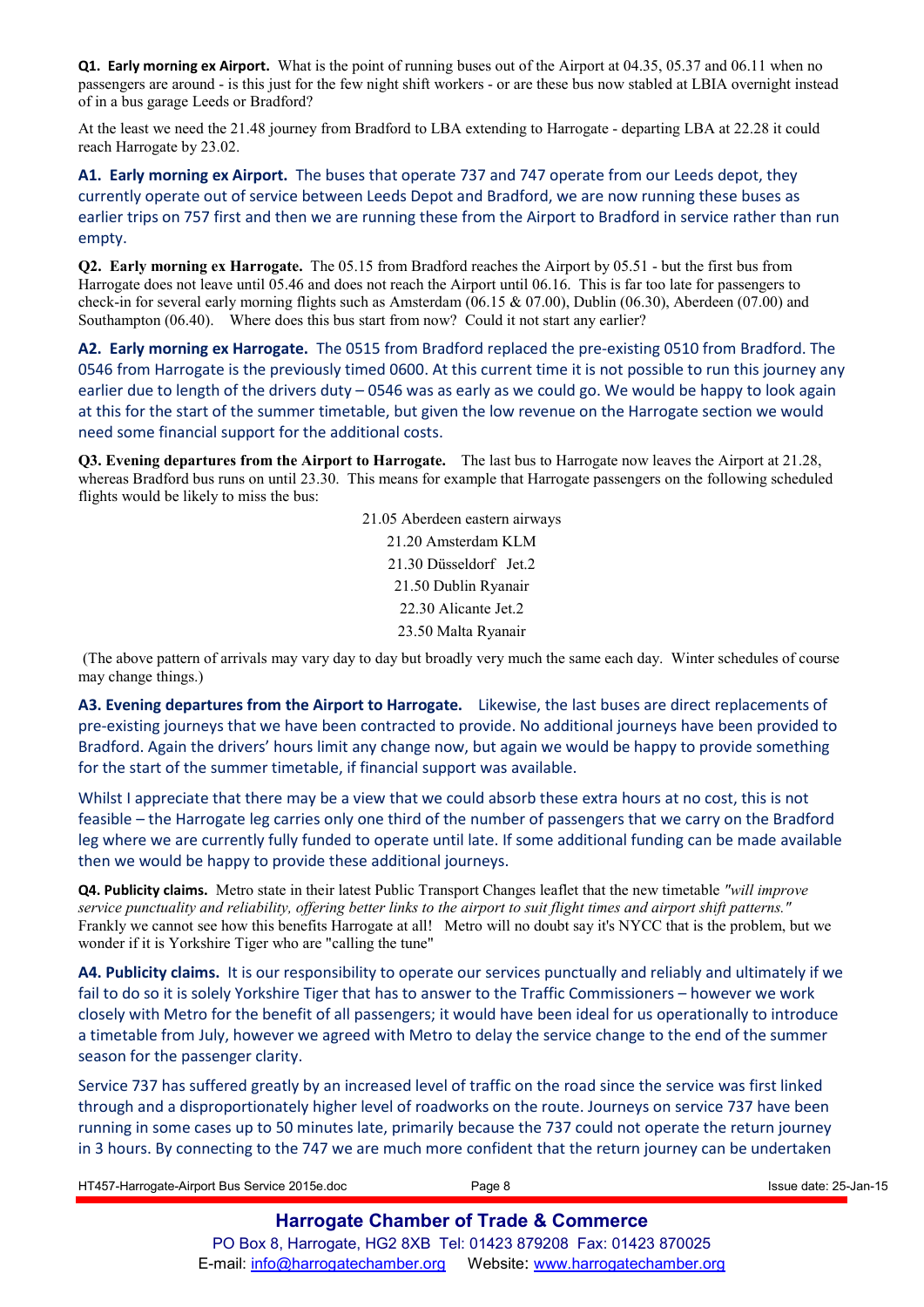**Q1. Early morning ex Airport.** What is the point of running buses out of the Airport at 04.35, 05.37 and 06.11 when no passengers are around - is this just for the few night shift workers - or are these bus now stabled at LBIA overnight instead of in a bus garage Leeds or Bradford?

At the least we need the 21.48 journey from Bradford to LBA extending to Harrogate - departing LBA at 22.28 it could reach Harrogate by 23.02.

**A1. Early morning ex Airport.** The buses that operate 737 and 747 operate from our Leeds depot, they currently operate out of service between Leeds Depot and Bradford, we are now running these buses as earlier trips on 757 first and then we are running these from the Airport to Bradford in service rather than run empty.

**Q2. Early morning ex Harrogate.** The 05.15 from Bradford reaches the Airport by 05.51 - but the first bus from Harrogate does not leave until 05.46 and does not reach the Airport until 06.16. This is far too late for passengers to check-in for several early morning flights such as Amsterdam (06.15 & 07.00), Dublin (06.30), Aberdeen (07.00) and Southampton (06.40). Where does this bus start from now? Could it not start any earlier?

**A2. Early morning ex Harrogate.** The 0515 from Bradford replaced the pre-existing 0510 from Bradford. The 0546 from Harrogate is the previously timed 0600. At this current time it is not possible to run this journey any earlier due to length of the drivers duty – 0546 was as early as we could go. We would be happy to look again at this for the start of the summer timetable, but given the low revenue on the Harrogate section we would need some financial support for the additional costs.

**Q3. Evening departures from the Airport to Harrogate.** The last bus to Harrogate now leaves the Airport at 21.28, whereas Bradford bus runs on until 23.30. This means for example that Harrogate passengers on the following scheduled flights would be likely to miss the bus:

21.05 Aberdeen eastern airways
21.20 Amsterdam KLM
21.30 Düsseldorf Jet.2
21.50 Dublin Ryanair
22.30 Alicante Jet.2
23.50 Malta Ryanair

(The above pattern of arrivals may vary day to day but broadly very much the same each day. Winter schedules of course may change things.)

**A3. Evening departures from the Airport to Harrogate.** Likewise, the last buses are direct replacements of pre-existing journeys that we have been contracted to provide. No additional journeys have been provided to Bradford. Again the drivers' hours limit any change now, but again we would be happy to provide something for the start of the summer timetable, if financial support was available.

Whilst I appreciate that there may be a view that we could absorb these extra hours at no cost, this is not feasible – the Harrogate leg carries only one third of the number of passengers that we carry on the Bradford leg where we are currently fully funded to operate until late. If some additional funding can be made available then we would be happy to provide these additional journeys.

**Q4. Publicity claims.** Metro state in their latest Public Transport Changes leaflet that the new timetable *"will improve service punctuality and reliability, offering better links to the airport to suit flight times and airport shift patterns."* Frankly we cannot see how this benefits Harrogate at all! Metro will no doubt say it's NYCC that is the problem, but we wonder if it is Yorkshire Tiger who are "calling the tune"

**A4. Publicity claims.** It is our responsibility to operate our services punctually and reliably and ultimately if we fail to do so it is solely Yorkshire Tiger that has to answer to the Traffic Commissioners – however we work closely with Metro for the benefit of all passengers; it would have been ideal for us operationally to introduce a timetable from July, however we agreed with Metro to delay the service change to the end of the summer season for the passenger clarity.

Service 737 has suffered greatly by an increased level of traffic on the road since the service was first linked through and a disproportionately higher level of roadworks on the route. Journeys on service 737 have been running in some cases up to 50 minutes late, primarily because the 737 could not operate the return journey in 3 hours. By connecting to the 747 we are much more confident that the return journey can be undertaken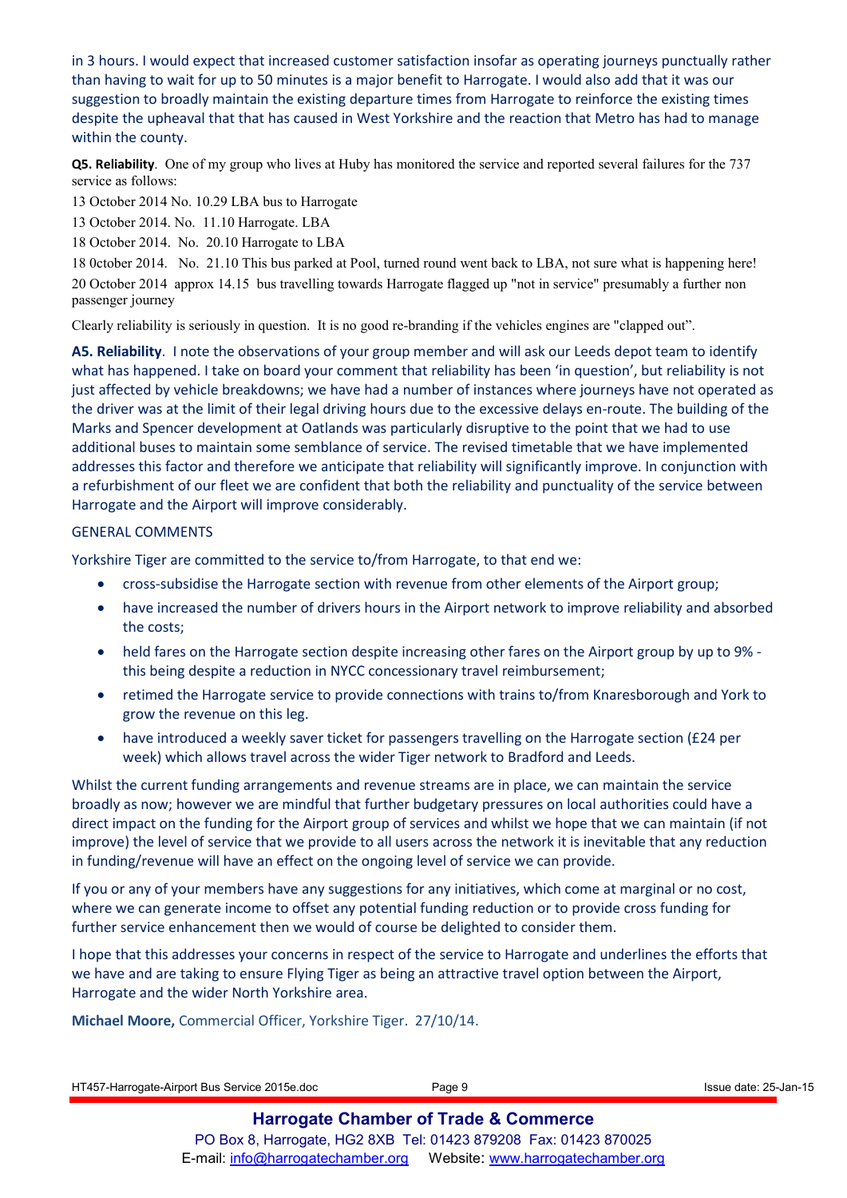in 3 hours. I would expect that increased customer satisfaction insofar as operating journeys punctually rather than having to wait for up to 50 minutes is a major benefit to Harrogate. I would also add that it was our suggestion to broadly maintain the existing departure times from Harrogate to reinforce the existing times despite the upheaval that that has caused in West Yorkshire and the reaction that Metro has had to manage within the county.

**Q5. Reliability**. One of my group who lives at Huby has monitored the service and reported several failures for the 737 service as follows:

13 October 2014 No. 10.29 LBA bus to Harrogate

13 October 2014. No. 11.10 Harrogate. LBA

18 October 2014. No. 20.10 Harrogate to LBA

18 0ctober 2014. No. 21.10 This bus parked at Pool, turned round went back to LBA, not sure what is happening here!

20 October 2014 approx 14.15 bus travelling towards Harrogate flagged up "not in service" presumably a further non passenger journey

Clearly reliability is seriously in question. It is no good re-branding if the vehicles engines are "clapped out".

**A5. Reliability**. I note the observations of your group member and will ask our Leeds depot team to identify what has happened. I take on board your comment that reliability has been 'in question', but reliability is not just affected by vehicle breakdowns; we have had a number of instances where journeys have not operated as the driver was at the limit of their legal driving hours due to the excessive delays en-route. The building of the Marks and Spencer development at Oatlands was particularly disruptive to the point that we had to use additional buses to maintain some semblance of service. The revised timetable that we have implemented addresses this factor and therefore we anticipate that reliability will significantly improve. In conjunction with a refurbishment of our fleet we are confident that both the reliability and punctuality of the service between Harrogate and the Airport will improve considerably.

GENERAL COMMENTS

Yorkshire Tiger are committed to the service to/from Harrogate, to that end we:

- cross-subsidise the Harrogate section with revenue from other elements of the Airport group;
- have increased the number of drivers hours in the Airport network to improve reliability and absorbed the costs;
- held fares on the Harrogate section despite increasing other fares on the Airport group by up to 9% - this being despite a reduction in NYCC concessionary travel reimbursement;
- retimed the Harrogate service to provide connections with trains to/from Knaresborough and York to grow the revenue on this leg.
- have introduced a weekly saver ticket for passengers travelling on the Harrogate section (£24 per week) which allows travel across the wider Tiger network to Bradford and Leeds.

Whilst the current funding arrangements and revenue streams are in place, we can maintain the service broadly as now; however we are mindful that further budgetary pressures on local authorities could have a direct impact on the funding for the Airport group of services and whilst we hope that we can maintain (if not improve) the level of service that we provide to all users across the network it is inevitable that any reduction in funding/revenue will have an effect on the ongoing level of service we can provide.

If you or any of your members have any suggestions for any initiatives, which come at marginal or no cost, where we can generate income to offset any potential funding reduction or to provide cross funding for further service enhancement then we would of course be delighted to consider them.

I hope that this addresses your concerns in respect of the service to Harrogate and underlines the efforts that we have and are taking to ensure Flying Tiger as being an attractive travel option between the Airport, Harrogate and the wider North Yorkshire area.

**Michael Moore,** Commercial Officer, Yorkshire Tiger. 27/10/14.